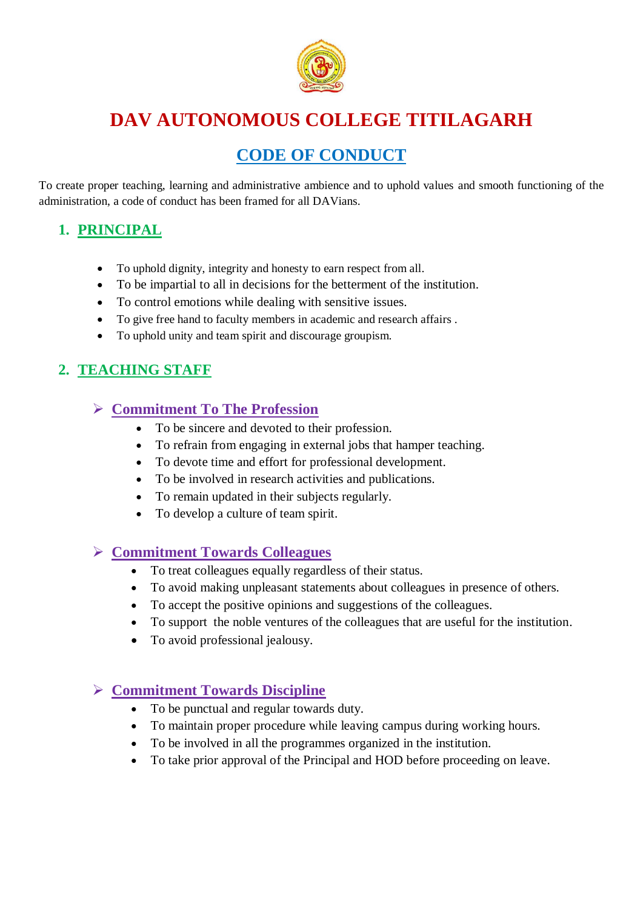# DAV AUTONOMOUS COLLEGE TITILAGARH

## CODE OF CONDUCT

To create proper teaching, learning and administrative ambience and to uphold values and smooth functioning of the administration, a code of conduct has been framed for all DAVians.

## 1. PRINCIPAL

- To uphold dignity, integrity and honesty to earn respect from all.
- To be impartial to all in decisions for the betterment of the institution.
- To control emotions while dealing with sensitive issues.
- To give free hand to faculty members in academic and research affairs .
- To uphold unity and team spirit and discourage groupism.

## 2. TEACHING STAFF

### Commitment To The Profession

- To be sincere and devoted to their profession.
- To refrain from engaging in external jobs that hamper teaching.
- To devote time and effort for professional development.
- To be involved in research activities and publications.
- To remain updated in their subjects regularly.
- To develop a culture of team spirit.

### Commitment Towards Colleagues

- To treat colleagues equally regardless of their status.
- To avoid making unpleasant statements about colleagues in presence of others.
- To accept the positive opinions and suggestions of the colleagues.
- To support the noble ventures of the colleagues that are useful for the institution.
- To avoid professional jealousy.

### Commitment Towards Discipline

- To be punctual and regular towards duty.
- To maintain proper procedure while leaving campus during working hours.
- To be involved in all the programmes organized in the institution.
- To take prior approval of the Principal and HOD before proceeding on leave.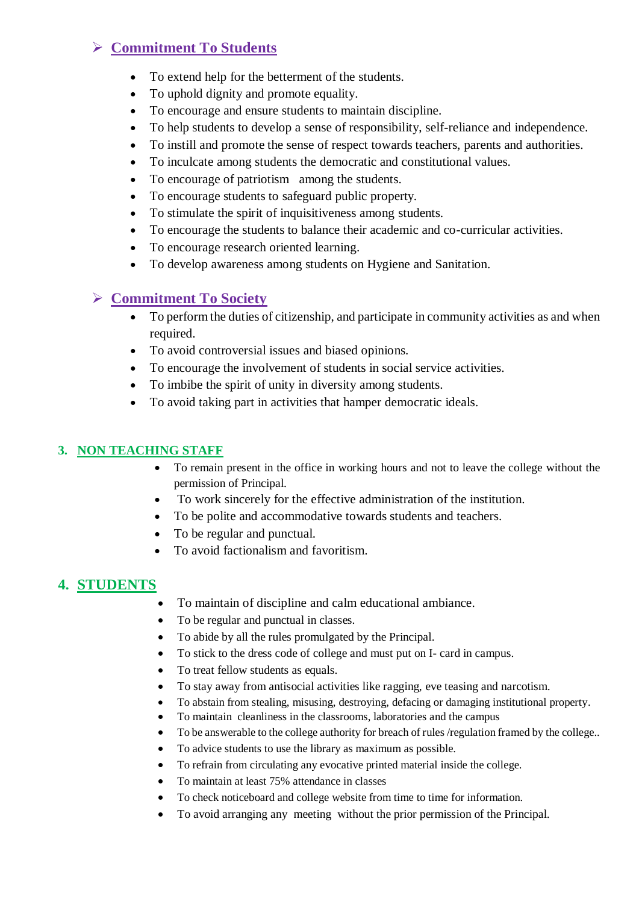## Commitment To Students

- To extend help for the betterment of the students.
- To uphold dignity and promote equality.
- To encourage and ensure students to maintain discipline.
- To help students to develop a sense of responsibility, self-reliance and independence.
- To instill and promote the sense of respect towards teachers, parents and authorities.
- To inculcate among students the democratic and constitutional values.
- To encourage of patriotism among the students.
- To encourage students to safeguard public property.
- To stimulate the spirit of inquisitiveness among students.
- To encourage the students to balance their academic and co-curricular activities.
- To encourage research oriented learning.
- To develop awareness among students on Hygiene and Sanitation.

## Commitment To Society

- To perform the duties of citizenship, and participate in community activities as and when required.
- To avoid controversial issues and biased opinions.
- To encourage the involvement of students in social service activities.
- To imbibe the spirit of unity in diversity among students.
- To avoid taking part in activities that hamper democratic ideals.

## 3. NON TEACHING STAFF

- To remain present in the office in working hours and not to leave the college without the permission of Principal.
- To work sincerely for the effective administration of the institution.
- To be polite and accommodative towards students and teachers.
- To be regular and punctual.
- To avoid factionalism and favoritism.

## 4. STUDENTS

- To maintain of discipline and calm educational ambiance.
- To be regular and punctual in classes.
- To abide by all the rules promulgated by the Principal.
- To stick to the dress code of college and must put on I- card in campus.
- To treat fellow students as equals.
- To stay away from antisocial activities like ragging, eve teasing and narcotism.
- To abstain from stealing, misusing, destroying, defacing or damaging institutional property.
- To maintain cleanliness in the classrooms, laboratories and the campus
- To be answerable to the college authority for breach of rules /regulation framed by the college..
- To advice students to use the library as maximum as possible.
- To refrain from circulating any evocative printed material inside the college.
- To maintain at least 75% attendance in classes
- To check noticeboard and college website from time to time for information.
- To avoid arranging any meeting without the prior permission of the Principal.